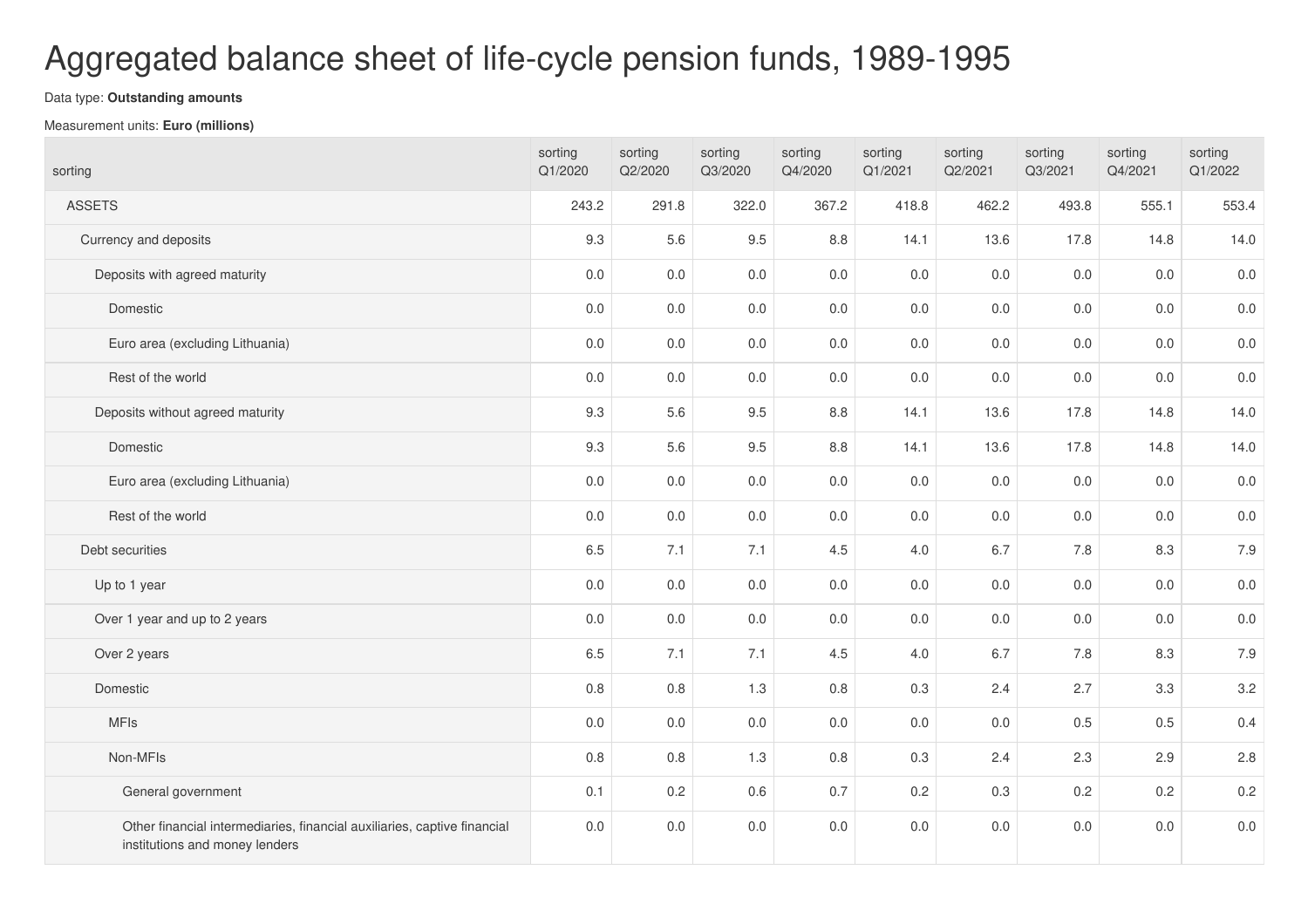# Aggregated balance sheet of life-cycle pension funds, 1989-1995

Data type: **Outstanding amounts**

Measurement units: **Euro (millions)**

| sorting | sorting Q1/2020 | sorting Q2/2020 | sorting Q3/2020 | sorting Q4/2020 | sorting Q1/2021 | sorting Q2/2021 | sorting Q3/2021 | sorting Q4/2021 | sorting Q1/2022 |
|---|---|---|---|---|---|---|---|---|---|
| ASSETS | 243.2 | 291.8 | 322.0 | 367.2 | 418.8 | 462.2 | 493.8 | 555.1 | 553.4 |
| Currency and deposits | 9.3 | 5.6 | 9.5 | 8.8 | 14.1 | 13.6 | 17.8 | 14.8 | 14.0 |
| Deposits with agreed maturity | 0.0 | 0.0 | 0.0 | 0.0 | 0.0 | 0.0 | 0.0 | 0.0 | 0.0 |
| Domestic | 0.0 | 0.0 | 0.0 | 0.0 | 0.0 | 0.0 | 0.0 | 0.0 | 0.0 |
| Euro area (excluding Lithuania) | 0.0 | 0.0 | 0.0 | 0.0 | 0.0 | 0.0 | 0.0 | 0.0 | 0.0 |
| Rest of the world | 0.0 | 0.0 | 0.0 | 0.0 | 0.0 | 0.0 | 0.0 | 0.0 | 0.0 |
| Deposits without agreed maturity | 9.3 | 5.6 | 9.5 | 8.8 | 14.1 | 13.6 | 17.8 | 14.8 | 14.0 |
| Domestic | 9.3 | 5.6 | 9.5 | 8.8 | 14.1 | 13.6 | 17.8 | 14.8 | 14.0 |
| Euro area (excluding Lithuania) | 0.0 | 0.0 | 0.0 | 0.0 | 0.0 | 0.0 | 0.0 | 0.0 | 0.0 |
| Rest of the world | 0.0 | 0.0 | 0.0 | 0.0 | 0.0 | 0.0 | 0.0 | 0.0 | 0.0 |
| Debt securities | 6.5 | 7.1 | 7.1 | 4.5 | 4.0 | 6.7 | 7.8 | 8.3 | 7.9 |
| Up to 1 year | 0.0 | 0.0 | 0.0 | 0.0 | 0.0 | 0.0 | 0.0 | 0.0 | 0.0 |
| Over 1 year and up to 2 years | 0.0 | 0.0 | 0.0 | 0.0 | 0.0 | 0.0 | 0.0 | 0.0 | 0.0 |
| Over 2 years | 6.5 | 7.1 | 7.1 | 4.5 | 4.0 | 6.7 | 7.8 | 8.3 | 7.9 |
| Domestic | 0.8 | 0.8 | 1.3 | 0.8 | 0.3 | 2.4 | 2.7 | 3.3 | 3.2 |
| MFIs | 0.0 | 0.0 | 0.0 | 0.0 | 0.0 | 0.0 | 0.5 | 0.5 | 0.4 |
| Non-MFIs | 0.8 | 0.8 | 1.3 | 0.8 | 0.3 | 2.4 | 2.3 | 2.9 | 2.8 |
| General government | 0.1 | 0.2 | 0.6 | 0.7 | 0.2 | 0.3 | 0.2 | 0.2 | 0.2 |
| Other financial intermediaries, financial auxiliaries, captive financial institutions and money lenders | 0.0 | 0.0 | 0.0 | 0.0 | 0.0 | 0.0 | 0.0 | 0.0 | 0.0 |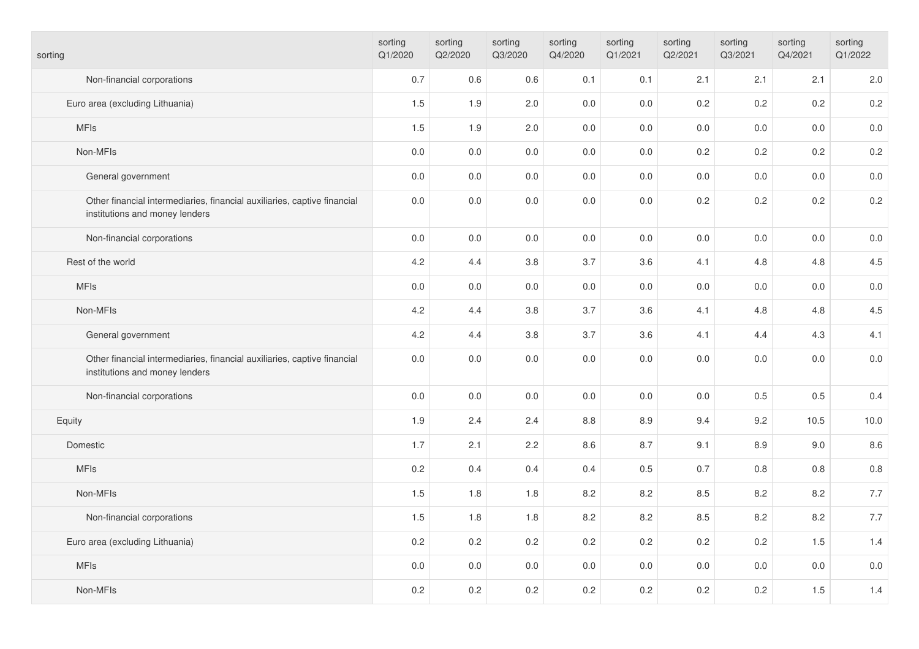| sorting | sorting Q1/2020 | sorting Q2/2020 | sorting Q3/2020 | sorting Q4/2020 | sorting Q1/2021 | sorting Q2/2021 | sorting Q3/2021 | sorting Q4/2021 | sorting Q1/2022 |
| --- | --- | --- | --- | --- | --- | --- | --- | --- | --- |
| Non-financial corporations | 0.7 | 0.6 | 0.6 | 0.1 | 0.1 | 2.1 | 2.1 | 2.1 | 2.0 |
| Euro area (excluding Lithuania) | 1.5 | 1.9 | 2.0 | 0.0 | 0.0 | 0.2 | 0.2 | 0.2 | 0.2 |
| MFIs | 1.5 | 1.9 | 2.0 | 0.0 | 0.0 | 0.0 | 0.0 | 0.0 | 0.0 |
| Non-MFIs | 0.0 | 0.0 | 0.0 | 0.0 | 0.0 | 0.2 | 0.2 | 0.2 | 0.2 |
| General government | 0.0 | 0.0 | 0.0 | 0.0 | 0.0 | 0.0 | 0.0 | 0.0 | 0.0 |
| Other financial intermediaries, financial auxiliaries, captive financial institutions and money lenders | 0.0 | 0.0 | 0.0 | 0.0 | 0.0 | 0.2 | 0.2 | 0.2 | 0.2 |
| Non-financial corporations | 0.0 | 0.0 | 0.0 | 0.0 | 0.0 | 0.0 | 0.0 | 0.0 | 0.0 |
| Rest of the world | 4.2 | 4.4 | 3.8 | 3.7 | 3.6 | 4.1 | 4.8 | 4.8 | 4.5 |
| MFIs | 0.0 | 0.0 | 0.0 | 0.0 | 0.0 | 0.0 | 0.0 | 0.0 | 0.0 |
| Non-MFIs | 4.2 | 4.4 | 3.8 | 3.7 | 3.6 | 4.1 | 4.8 | 4.8 | 4.5 |
| General government | 4.2 | 4.4 | 3.8 | 3.7 | 3.6 | 4.1 | 4.4 | 4.3 | 4.1 |
| Other financial intermediaries, financial auxiliaries, captive financial institutions and money lenders | 0.0 | 0.0 | 0.0 | 0.0 | 0.0 | 0.0 | 0.0 | 0.0 | 0.0 |
| Non-financial corporations | 0.0 | 0.0 | 0.0 | 0.0 | 0.0 | 0.0 | 0.5 | 0.5 | 0.4 |
| Equity | 1.9 | 2.4 | 2.4 | 8.8 | 8.9 | 9.4 | 9.2 | 10.5 | 10.0 |
| Domestic | 1.7 | 2.1 | 2.2 | 8.6 | 8.7 | 9.1 | 8.9 | 9.0 | 8.6 |
| MFIs | 0.2 | 0.4 | 0.4 | 0.4 | 0.5 | 0.7 | 0.8 | 0.8 | 0.8 |
| Non-MFIs | 1.5 | 1.8 | 1.8 | 8.2 | 8.2 | 8.5 | 8.2 | 8.2 | 7.7 |
| Non-financial corporations | 1.5 | 1.8 | 1.8 | 8.2 | 8.2 | 8.5 | 8.2 | 8.2 | 7.7 |
| Euro area (excluding Lithuania) | 0.2 | 0.2 | 0.2 | 0.2 | 0.2 | 0.2 | 0.2 | 1.5 | 1.4 |
| MFIs | 0.0 | 0.0 | 0.0 | 0.0 | 0.0 | 0.0 | 0.0 | 0.0 | 0.0 |
| Non-MFIs | 0.2 | 0.2 | 0.2 | 0.2 | 0.2 | 0.2 | 0.2 | 1.5 | 1.4 |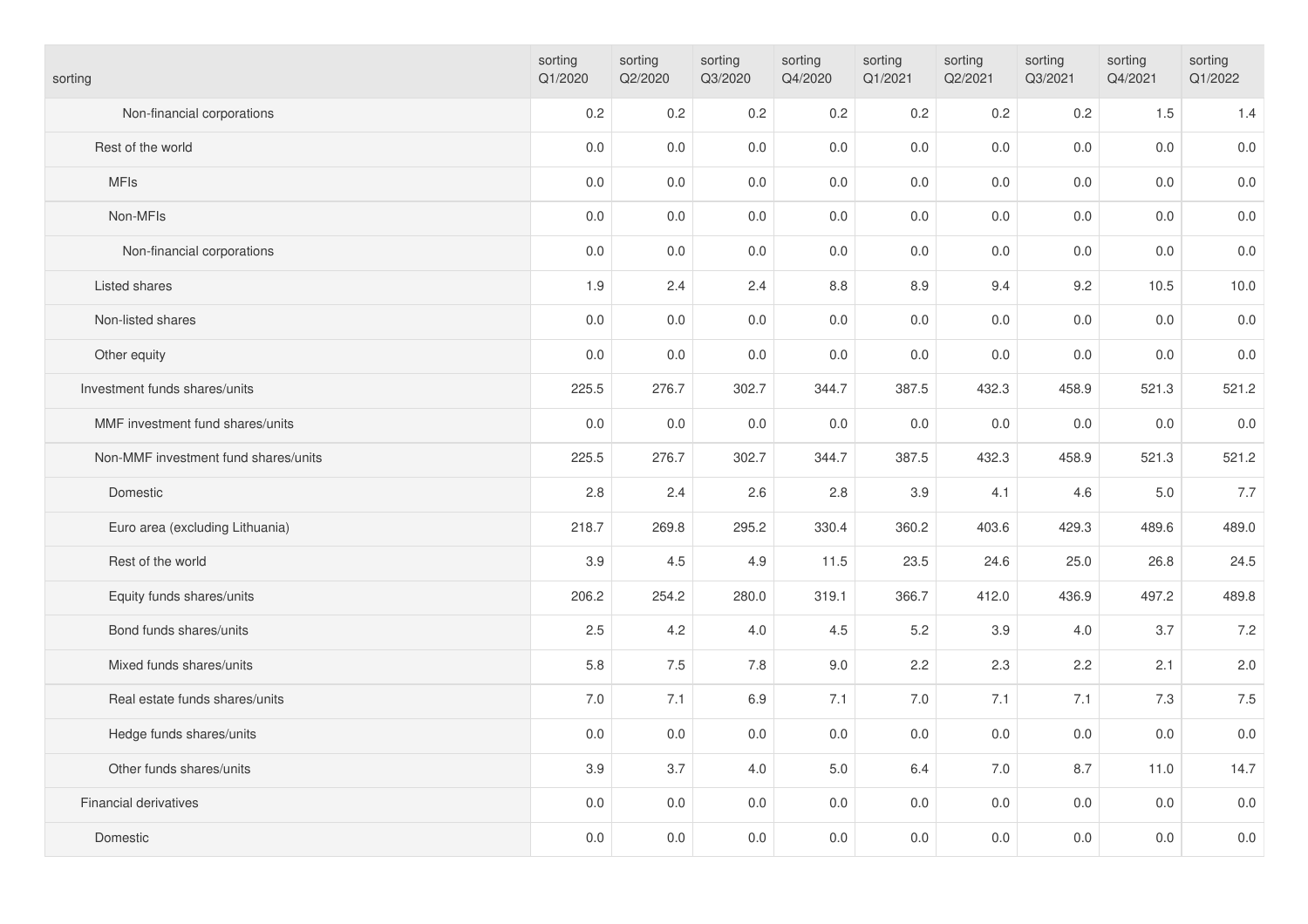| sorting | sorting Q1/2020 | sorting Q2/2020 | sorting Q3/2020 | sorting Q4/2020 | sorting Q1/2021 | sorting Q2/2021 | sorting Q3/2021 | sorting Q4/2021 | sorting Q1/2022 |
|---|---|---|---|---|---|---|---|---|---|
| Non-financial corporations | 0.2 | 0.2 | 0.2 | 0.2 | 0.2 | 0.2 | 0.2 | 1.5 | 1.4 |
| Rest of the world | 0.0 | 0.0 | 0.0 | 0.0 | 0.0 | 0.0 | 0.0 | 0.0 | 0.0 |
| MFIs | 0.0 | 0.0 | 0.0 | 0.0 | 0.0 | 0.0 | 0.0 | 0.0 | 0.0 |
| Non-MFIs | 0.0 | 0.0 | 0.0 | 0.0 | 0.0 | 0.0 | 0.0 | 0.0 | 0.0 |
| Non-financial corporations | 0.0 | 0.0 | 0.0 | 0.0 | 0.0 | 0.0 | 0.0 | 0.0 | 0.0 |
| Listed shares | 1.9 | 2.4 | 2.4 | 8.8 | 8.9 | 9.4 | 9.2 | 10.5 | 10.0 |
| Non-listed shares | 0.0 | 0.0 | 0.0 | 0.0 | 0.0 | 0.0 | 0.0 | 0.0 | 0.0 |
| Other equity | 0.0 | 0.0 | 0.0 | 0.0 | 0.0 | 0.0 | 0.0 | 0.0 | 0.0 |
| Investment funds shares/units | 225.5 | 276.7 | 302.7 | 344.7 | 387.5 | 432.3 | 458.9 | 521.3 | 521.2 |
| MMF investment fund shares/units | 0.0 | 0.0 | 0.0 | 0.0 | 0.0 | 0.0 | 0.0 | 0.0 | 0.0 |
| Non-MMF investment fund shares/units | 225.5 | 276.7 | 302.7 | 344.7 | 387.5 | 432.3 | 458.9 | 521.3 | 521.2 |
| Domestic | 2.8 | 2.4 | 2.6 | 2.8 | 3.9 | 4.1 | 4.6 | 5.0 | 7.7 |
| Euro area (excluding Lithuania) | 218.7 | 269.8 | 295.2 | 330.4 | 360.2 | 403.6 | 429.3 | 489.6 | 489.0 |
| Rest of the world | 3.9 | 4.5 | 4.9 | 11.5 | 23.5 | 24.6 | 25.0 | 26.8 | 24.5 |
| Equity funds shares/units | 206.2 | 254.2 | 280.0 | 319.1 | 366.7 | 412.0 | 436.9 | 497.2 | 489.8 |
| Bond funds shares/units | 2.5 | 4.2 | 4.0 | 4.5 | 5.2 | 3.9 | 4.0 | 3.7 | 7.2 |
| Mixed funds shares/units | 5.8 | 7.5 | 7.8 | 9.0 | 2.2 | 2.3 | 2.2 | 2.1 | 2.0 |
| Real estate funds shares/units | 7.0 | 7.1 | 6.9 | 7.1 | 7.0 | 7.1 | 7.1 | 7.3 | 7.5 |
| Hedge funds shares/units | 0.0 | 0.0 | 0.0 | 0.0 | 0.0 | 0.0 | 0.0 | 0.0 | 0.0 |
| Other funds shares/units | 3.9 | 3.7 | 4.0 | 5.0 | 6.4 | 7.0 | 8.7 | 11.0 | 14.7 |
| Financial derivatives | 0.0 | 0.0 | 0.0 | 0.0 | 0.0 | 0.0 | 0.0 | 0.0 | 0.0 |
| Domestic | 0.0 | 0.0 | 0.0 | 0.0 | 0.0 | 0.0 | 0.0 | 0.0 | 0.0 |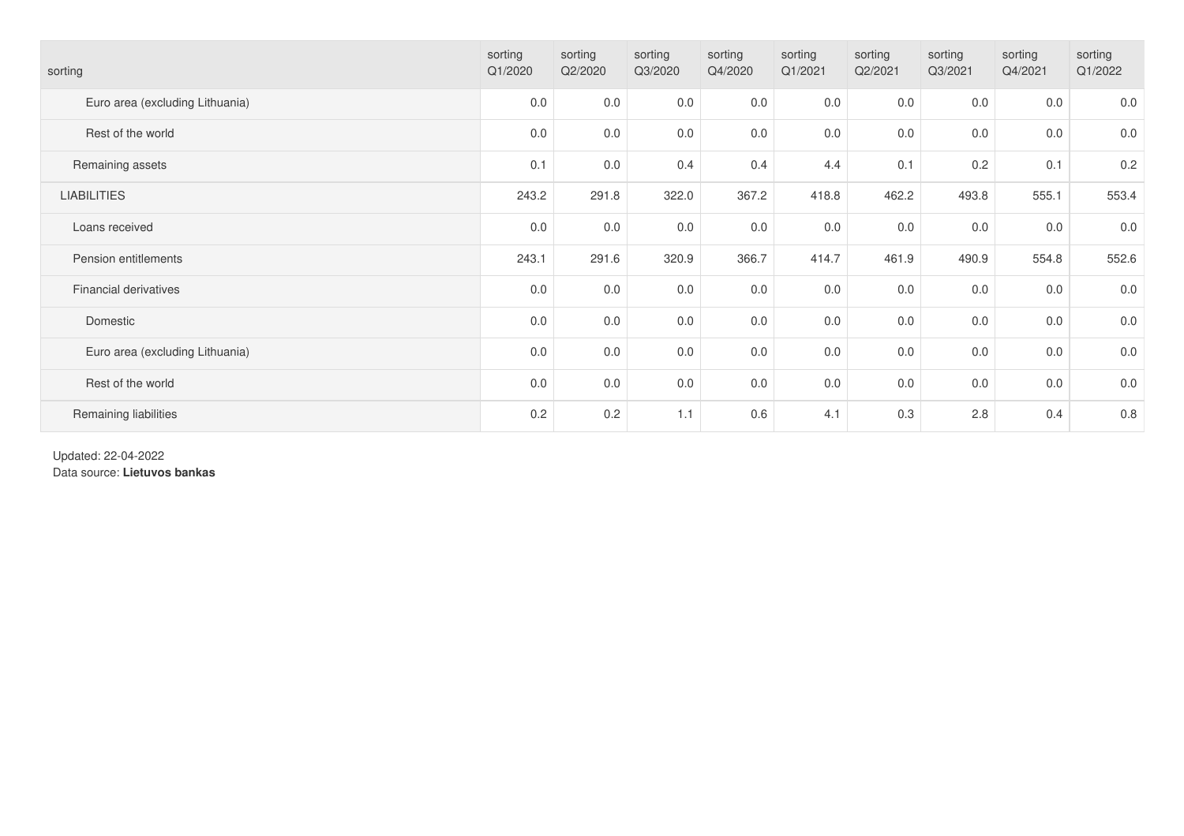| sorting | sorting Q1/2020 | sorting Q2/2020 | sorting Q3/2020 | sorting Q4/2020 | sorting Q1/2021 | sorting Q2/2021 | sorting Q3/2021 | sorting Q4/2021 | sorting Q1/2022 |
|---|---|---|---|---|---|---|---|---|---|
| Euro area (excluding Lithuania) | 0.0 | 0.0 | 0.0 | 0.0 | 0.0 | 0.0 | 0.0 | 0.0 | 0.0 |
| Rest of the world | 0.0 | 0.0 | 0.0 | 0.0 | 0.0 | 0.0 | 0.0 | 0.0 | 0.0 |
| Remaining assets | 0.1 | 0.0 | 0.4 | 0.4 | 4.4 | 0.1 | 0.2 | 0.1 | 0.2 |
| LIABILITIES | 243.2 | 291.8 | 322.0 | 367.2 | 418.8 | 462.2 | 493.8 | 555.1 | 553.4 |
| Loans received | 0.0 | 0.0 | 0.0 | 0.0 | 0.0 | 0.0 | 0.0 | 0.0 | 0.0 |
| Pension entitlements | 243.1 | 291.6 | 320.9 | 366.7 | 414.7 | 461.9 | 490.9 | 554.8 | 552.6 |
| Financial derivatives | 0.0 | 0.0 | 0.0 | 0.0 | 0.0 | 0.0 | 0.0 | 0.0 | 0.0 |
| Domestic | 0.0 | 0.0 | 0.0 | 0.0 | 0.0 | 0.0 | 0.0 | 0.0 | 0.0 |
| Euro area (excluding Lithuania) | 0.0 | 0.0 | 0.0 | 0.0 | 0.0 | 0.0 | 0.0 | 0.0 | 0.0 |
| Rest of the world | 0.0 | 0.0 | 0.0 | 0.0 | 0.0 | 0.0 | 0.0 | 0.0 | 0.0 |
| Remaining liabilities | 0.2 | 0.2 | 1.1 | 0.6 | 4.1 | 0.3 | 2.8 | 0.4 | 0.8 |

Updated: 22-04-2022
Data source: **Lietuvos bankas**